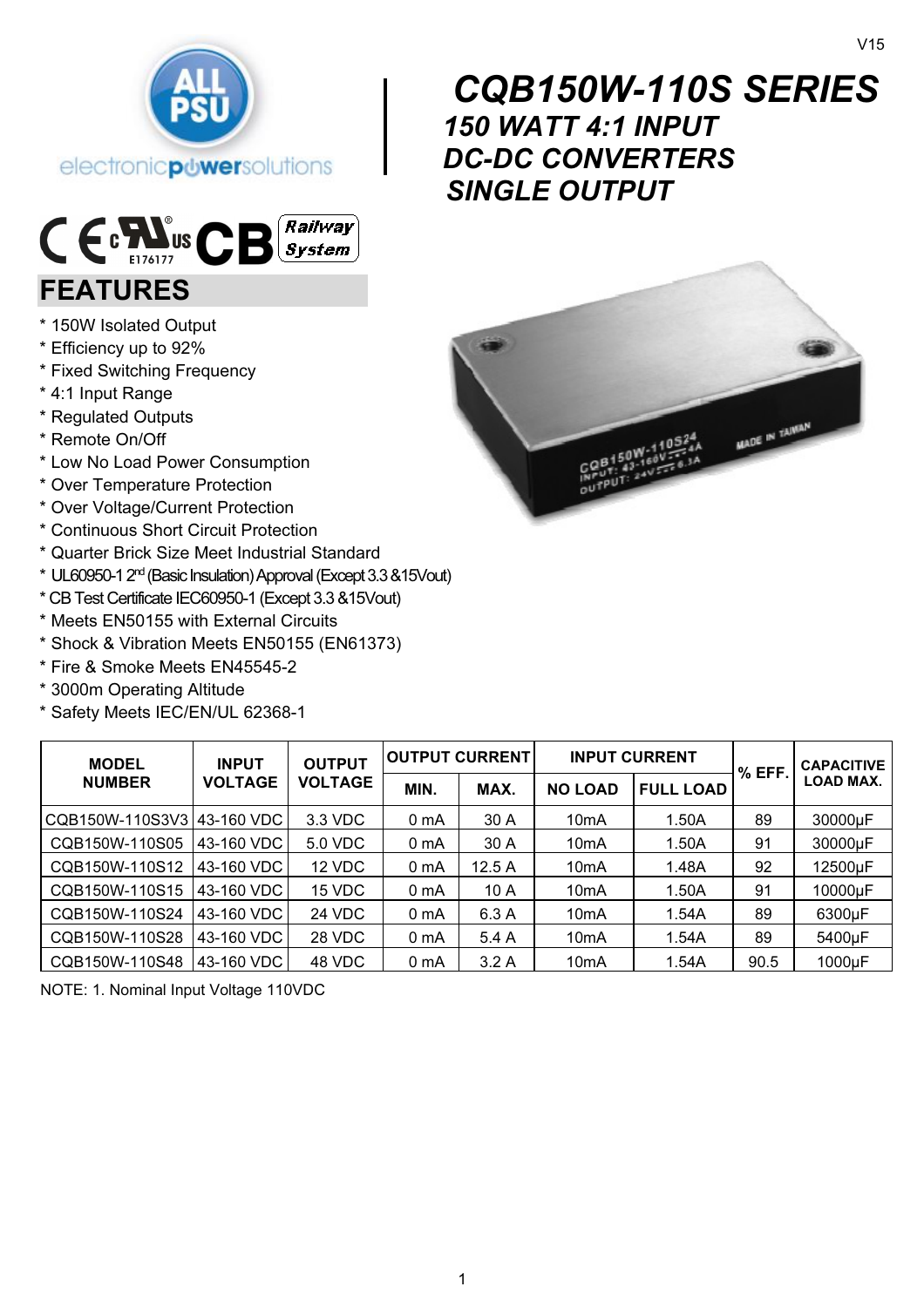# CQB150W-110S SERIES

## 150 WATT 4:1 INPUT DC-DC CONVERTERS SINGLE OUTPUT

## FEATURES

* 150W Isolated Output
* Efficiency up to 92%
* Fixed Switching Frequency
* 4:1 Input Range
* Regulated Outputs
* Remote On/Off
* Low No Load Power Consumption
* Over Temperature Protection
* Over Voltage/Current Protection
* Continuous Short Circuit Protection
* Quarter Brick Size Meet Industrial Standard
* UL60950-1 2nd (Basic Insulation) Approval (Except 3.3 &15Vout)
* CB Test Certificate IEC60950-1 (Except 3.3 &15Vout)
* Meets EN50155 with External Circuits
* Shock & Vibration Meets EN50155 (EN61373)
* Fire & Smoke Meets EN45545-2
* 3000m Operating Altitude
* Safety Meets IEC/EN/UL 62368-1

| MODEL NUMBER | INPUT VOLTAGE | OUTPUT VOLTAGE | OUTPUT CURRENT | | INPUT CURRENT | | % EFF. | CAPACITIVE LOAD MAX. |
|---|---|---|---|---|---|---|---|---|
| | | | MIN. | MAX. | NO LOAD | FULL LOAD | | |
| CQB150W-110S3V3 | 43-160 VDC | 3.3 VDC | 0 mA | 30 A | 10mA | 1.50A | 89 | 30000µF |
| CQB150W-110S05 | 43-160 VDC | 5.0 VDC | 0 mA | 30 A | 10mA | 1.50A | 91 | 30000µF |
| CQB150W-110S12 | 43-160 VDC | 12 VDC | 0 mA | 12.5 A | 10mA | 1.48A | 92 | 12500µF |
| CQB150W-110S15 | 43-160 VDC | 15 VDC | 0 mA | 10 A | 10mA | 1.50A | 91 | 10000µF |
| CQB150W-110S24 | 43-160 VDC | 24 VDC | 0 mA | 6.3 A | 10mA | 1.54A | 89 | 6300µF |
| CQB150W-110S28 | 43-160 VDC | 28 VDC | 0 mA | 5.4 A | 10mA | 1.54A | 89 | 5400µF |
| CQB150W-110S48 | 43-160 VDC | 48 VDC | 0 mA | 3.2 A | 10mA | 1.54A | 90.5 | 1000µF |

NOTE: 1. Nominal Input Voltage 110VDC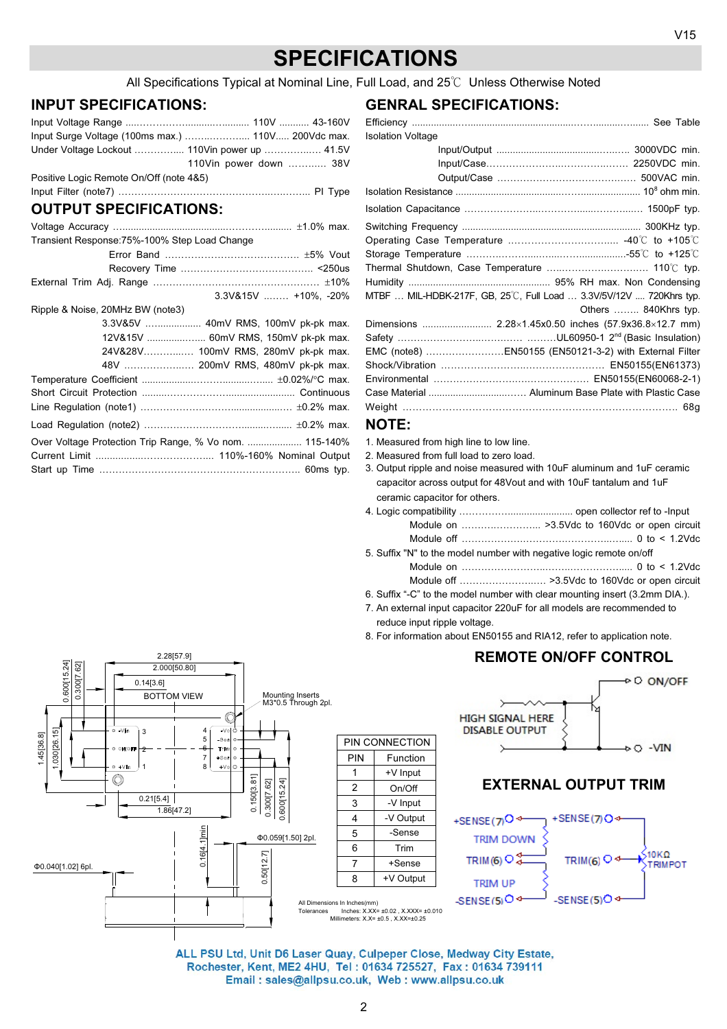# SPECIFICATIONS

All Specifications Typical at Nominal Line, Full Load, and 25℃ Unless Otherwise Noted

## INPUT SPECIFICATIONS:

Input Voltage Range ........................................ 110V .......... 43-160V
Input Surge Voltage (100ms max.) ..................... 110V..... 200Vdc max.
Under Voltage Lockout ................ 110Vin power up ................. 41.5V
110Vin power down ........... 38V
Positive Logic Remote On/Off (note 4&5)
Input Filter (note7) ........................................................ PI Type

## OUTPUT SPECIFICATIONS:

Voltage Accuracy ................................................ ±1.0% max.
Transient Response:75%-100% Step Load Change
Error Band ........................................ ±5% Vout
Recovery Time ........................................ <250us
External Trim Adj. Range .................................................. ±10%
3.3V&15V ........ +10%, -20%
Ripple & Noise, 20MHz BW (note3)
3.3V&5V .................... 40mV RMS, 100mV pk-pk max.
12V&15V ..................... 60mV RMS, 150mV pk-pk max.
24V&28V................ 100mV RMS, 280mV pk-pk max.
48V ..................... 200mV RMS, 480mV pk-pk max.
Temperature Coefficient ........................................... ±0.02%/°C max.
Short Circuit Protection ........................................... Continuous
Line Regulation (note1) ................................................ ±0.2% max.
Load Regulation (note2) ................................................ ±0.2% max.
Over Voltage Protection Trip Range, % Vo nom. .................... 115-140%
Current Limit ........................................ 110%-160% Nominal Output
Start up Time ............................................................ 60ms typ.

## GENRAL SPECIFICATIONS:

Efficiency ........................................................................ See Table
Isolation Voltage
Input/Output ................................................ 3000VDC min.
Input/Case................................................ 2250VDC min.
Output/Case ............................................ 500VAC min.
Isolation Resistance .................................................. $10^8$ ohm min.
Isolation Capacitance ................................................ 1500pF typ.
Switching Frequency ................................................ 300KHz typ.
Operating Case Temperature ................................ -40℃ to +105℃
Storage Temperature ............................................-55℃ to +125℃
Thermal Shutdown, Case Temperature .............................. 110℃ typ.
Humidity .................................................. 95% RH max. Non Condensing
MTBF … MIL-HDBK-217F, GB, 25℃, Full Load … 3.3V/5V/12V .... 720Khrs typ.
Others ........ 840Khrs typ.
Dimensions ........................ 2.28×1.45x0.50 inches (57.9x36.8×12.7 mm)
Safety ........................................ .........UL60950-1 2nd (Basic Insulation)
EMC (note8) ........................EN50155 (EN50121-3-2) with External Filter
Shock/Vibration ................................................ EN50155(EN61373)
Environmental ................................................ EN50155(EN60068-2-1)
Case Material .................................. Aluminum Base Plate with Plastic Case
Weight .................................................................................. 68g

## NOTE:

1. Measured from high line to low line.
2. Measured from full load to zero load.
3. Output ripple and noise measured with 10uF aluminum and 1uF ceramic capacitor across output for 48Vout and with 10uF tantalum and 1uF ceramic capacitor for others.
4. Logic compatibility ...................................... open collector ref to -Input
Module on .......................... >3.5Vdc to 160Vdc or open circuit
Module off ...................................................... 0 to < 1.2Vdc
5. Suffix "N" to the model number with negative logic remote on/off
Module on ...................................................... 0 to < 1.2Vdc
Module off .......................... >3.5Vdc to 160Vdc or open circuit
6. Suffix "-C" to the model number with clear mounting insert (3.2mm DIA.).
7. An external input capacitor 220uF for all models are recommended to reduce input ripple voltage.
8. For information about EN50155 and RIA12, refer to application note.

2.28[57.9]
2.000[50.80]
0.14[3.6]
BOTTOM VIEW
Mounting Inserts M3*0.5 Through 2pl.
0.600[15.24]
0.300[7.62]
1.45[36.8]
1.030[26.15]
0.21[5.4]
1.86[47.2]
0.150[3.81]
0.300[7.62]
0.600[15.24]
Φ0.059[1.50] 2pl.
0.16[4.1]min
0.50[12.7]
Φ0.040[1.02] 6pl.
All Dimensions In Inches(mm)
Tolerances Inches: X.XX= ±0.02 , X.XXX= ±0.010
Millimeters: X.X= ±0.5 , X.XX=±0.25

| PIN CONNECTION | |
|---|---|
| PIN | Function |
| 1 | +V Input |
| 2 | On/Off |
| 3 | -V Input |
| 4 | -V Output |
| 5 | -Sense |
| 6 | Trim |
| 7 | +Sense |
| 8 | +V Output |

## REMOTE ON/OFF CONTROL

ON/OFF
HIGH SIGNAL HERE DISABLE OUTPUT
-VIN

## EXTERNAL OUTPUT TRIM

+SENSE(7)
TRIM DOWN
TRIM(6)
TRIM UP
-SENSE(5)
+SENSE(7)
TRIM(6)
10KΩ TRIMPOT
-SENSE(5)

ALL PSU Ltd, Unit D6 Laser Quay, Culpeper Close, Medway City Estate, Rochester, Kent, ME2 4HU, Tel : 01634 725527, Fax : 01634 739111
Email : sales@allpsu.co.uk, Web : www.allpsu.co.uk